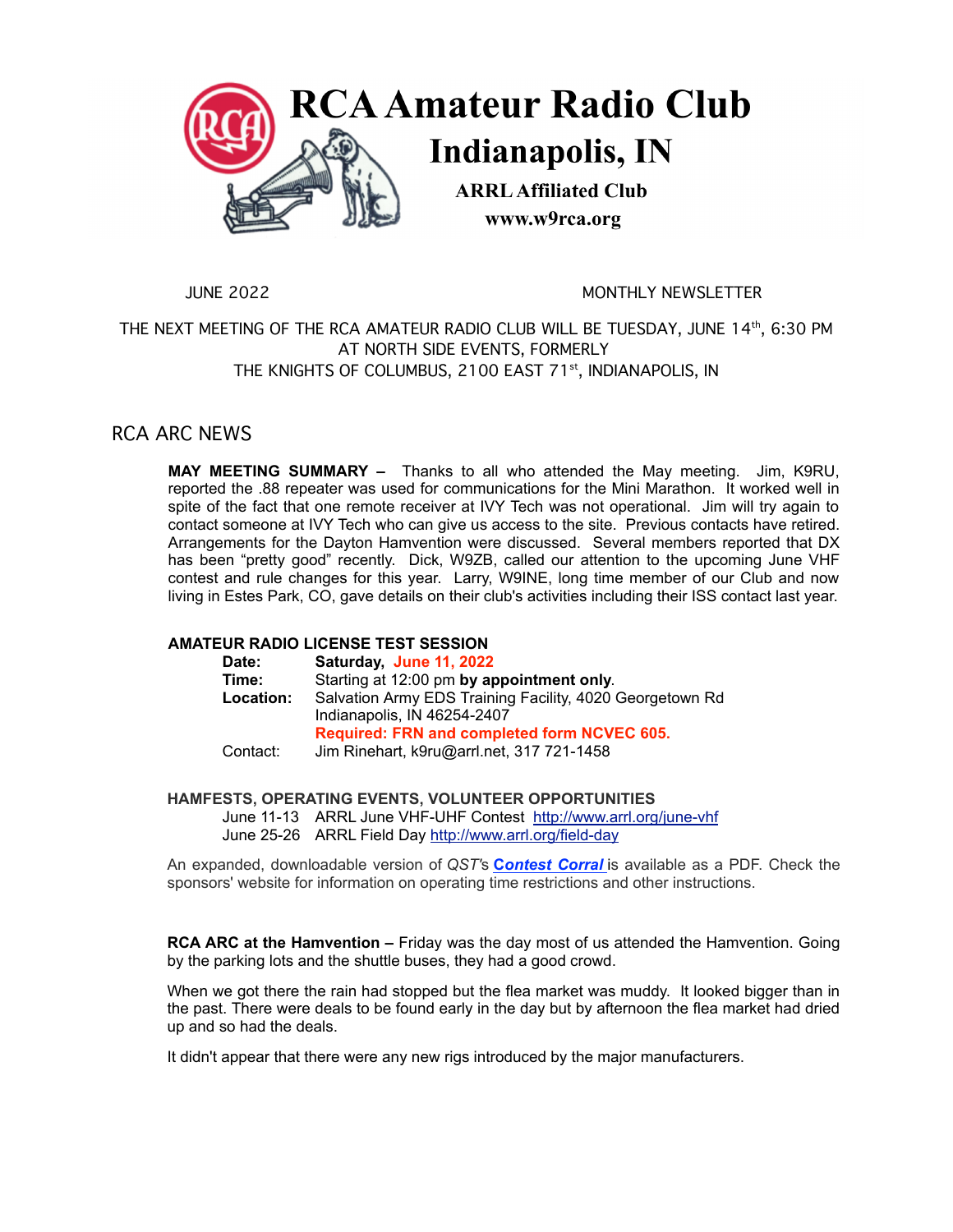# RCA Amateur Radio Club

## Indianapolis, IN

**ARRL Affiliated Club**

**www.w9rca.org**

JUNE 2022 MONTHLY NEWSLETTER

THE NEXT MEETING OF THE RCA AMATEUR RADIO CLUB WILL BE TUESDAY, JUNE 14th, 6:30 PM AT NORTH SIDE EVENTS, FORMERLY THE KNIGHTS OF COLUMBUS, 2100 EAST 71st, INDIANAPOLIS, IN

## RCA ARC NEWS

**MAY MEETING SUMMARY –** Thanks to all who attended the May meeting. Jim, K9RU, reported the .88 repeater was used for communications for the Mini Marathon. It worked well in spite of the fact that one remote receiver at IVY Tech was not operational. Jim will try again to contact someone at IVY Tech who can give us access to the site. Previous contacts have retired. Arrangements for the Dayton Hamvention were discussed. Several members reported that DX has been "pretty good" recently. Dick, W9ZB, called our attention to the upcoming June VHF contest and rule changes for this year. Larry, W9INE, long time member of our Club and now living in Estes Park, CO, gave details on their club's activities including their ISS contact last year.

**AMATEUR RADIO LICENSE TEST SESSION**

| | |
|---|---|
| **Date:** | **Saturday, June 11, 2022** |
| **Time:** | Starting at 12:00 pm **by appointment only**. |
| **Location:** | Salvation Army EDS Training Facility, 4020 Georgetown Rd Indianapolis, IN 46254-2407 **Required: FRN and completed form NCVEC 605.** |
| Contact: | Jim Rinehart, k9ru@arrl.net, 317 721-1458 |

**HAMFESTS, OPERATING EVENTS, VOLUNTEER OPPORTUNITIES**

June 11-13 ARRL June VHF-UHF Contest http://www.arrl.org/june-vhf
June 25-26 ARRL Field Day http://www.arrl.org/field-day

An expanded, downloadable version of *QST's* ***Contest Corral*** is available as a PDF. Check the sponsors' website for information on operating time restrictions and other instructions.

**RCA ARC at the Hamvention –** Friday was the day most of us attended the Hamvention. Going by the parking lots and the shuttle buses, they had a good crowd.

When we got there the rain had stopped but the flea market was muddy. It looked bigger than in the past. There were deals to be found early in the day but by afternoon the flea market had dried up and so had the deals.

It didn't appear that there were any new rigs introduced by the major manufacturers.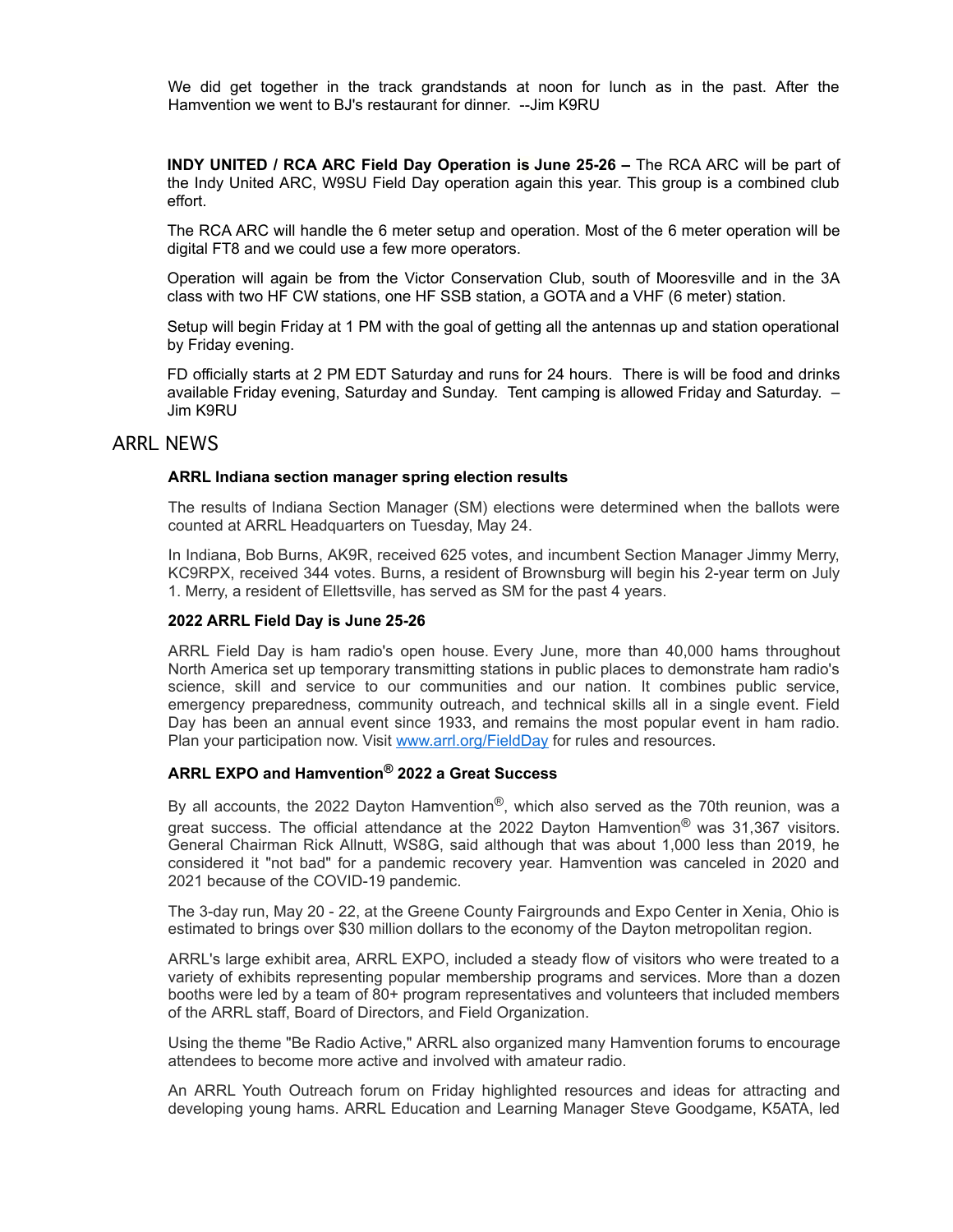We did get together in the track grandstands at noon for lunch as in the past. After the Hamvention we went to BJ's restaurant for dinner. --Jim K9RU

**INDY UNITED / RCA ARC Field Day Operation is June 25-26 –** The RCA ARC will be part of the Indy United ARC, W9SU Field Day operation again this year. This group is a combined club effort.

The RCA ARC will handle the 6 meter setup and operation. Most of the 6 meter operation will be digital FT8 and we could use a few more operators.

Operation will again be from the Victor Conservation Club, south of Mooresville and in the 3A class with two HF CW stations, one HF SSB station, a GOTA and a VHF (6 meter) station.

Setup will begin Friday at 1 PM with the goal of getting all the antennas up and station operational by Friday evening.

FD officially starts at 2 PM EDT Saturday and runs for 24 hours. There is will be food and drinks available Friday evening, Saturday and Sunday. Tent camping is allowed Friday and Saturday. – Jim K9RU

## ARRL NEWS

### ARRL Indiana section manager spring election results

The results of Indiana Section Manager (SM) elections were determined when the ballots were counted at ARRL Headquarters on Tuesday, May 24.

In Indiana, Bob Burns, AK9R, received 625 votes, and incumbent Section Manager Jimmy Merry, KC9RPX, received 344 votes. Burns, a resident of Brownsburg will begin his 2-year term on July 1. Merry, a resident of Ellettsville, has served as SM for the past 4 years.

### 2022 ARRL Field Day is June 25-26

ARRL Field Day is ham radio's open house. Every June, more than 40,000 hams throughout North America set up temporary transmitting stations in public places to demonstrate ham radio's science, skill and service to our communities and our nation. It combines public service, emergency preparedness, community outreach, and technical skills all in a single event. Field Day has been an annual event since 1933, and remains the most popular event in ham radio. Plan your participation now. Visit www.arrl.org/FieldDay for rules and resources.

### ARRL EXPO and Hamvention® 2022 a Great Success

By all accounts, the 2022 Dayton Hamvention®, which also served as the 70th reunion, was a great success. The official attendance at the 2022 Dayton Hamvention® was 31,367 visitors. General Chairman Rick Allnutt, WS8G, said although that was about 1,000 less than 2019, he considered it "not bad" for a pandemic recovery year. Hamvention was canceled in 2020 and 2021 because of the COVID-19 pandemic.

The 3-day run, May 20 - 22, at the Greene County Fairgrounds and Expo Center in Xenia, Ohio is estimated to brings over $30 million dollars to the economy of the Dayton metropolitan region.

ARRL's large exhibit area, ARRL EXPO, included a steady flow of visitors who were treated to a variety of exhibits representing popular membership programs and services. More than a dozen booths were led by a team of 80+ program representatives and volunteers that included members of the ARRL staff, Board of Directors, and Field Organization.

Using the theme "Be Radio Active," ARRL also organized many Hamvention forums to encourage attendees to become more active and involved with amateur radio.

An ARRL Youth Outreach forum on Friday highlighted resources and ideas for attracting and developing young hams. ARRL Education and Learning Manager Steve Goodgame, K5ATA, led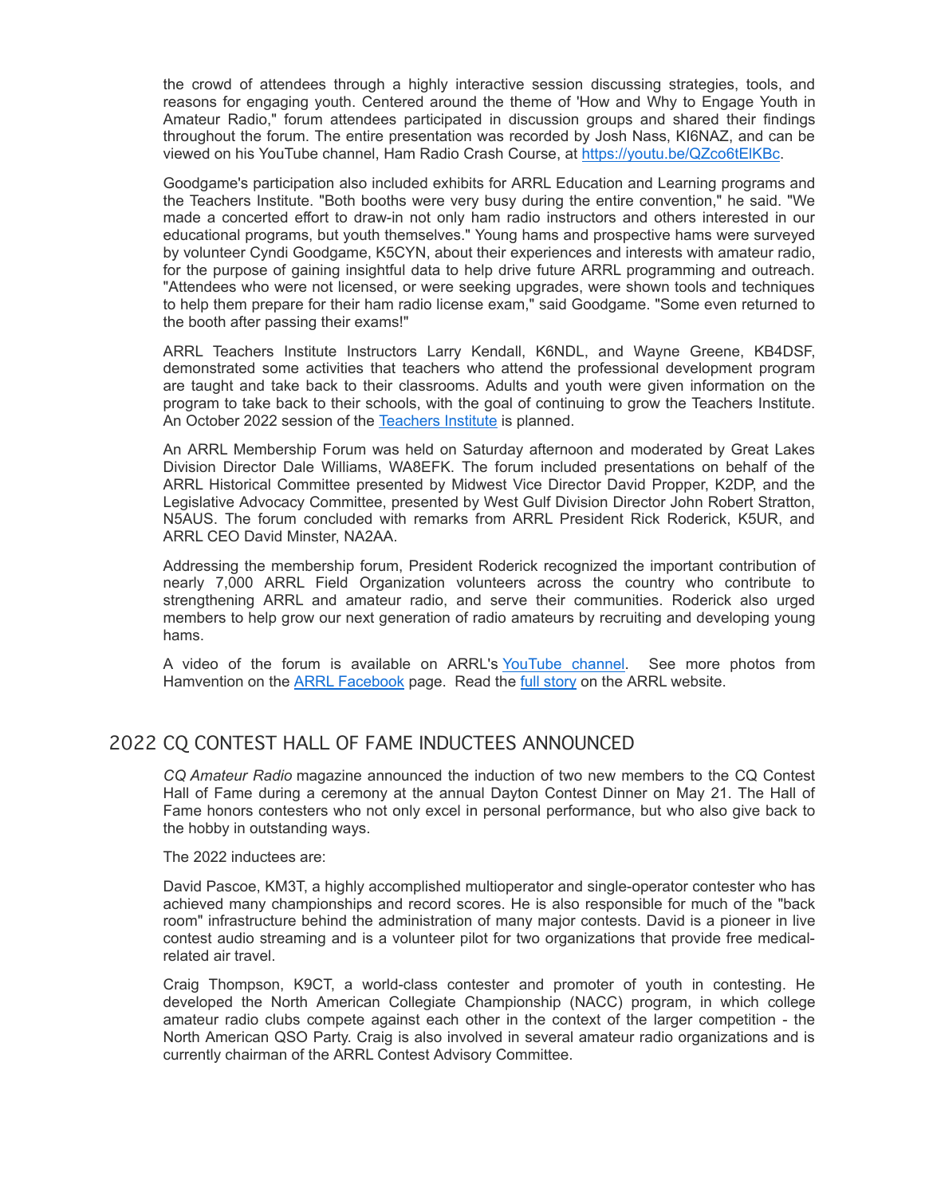the crowd of attendees through a highly interactive session discussing strategies, tools, and reasons for engaging youth. Centered around the theme of 'How and Why to Engage Youth in Amateur Radio," forum attendees participated in discussion groups and shared their findings throughout the forum. The entire presentation was recorded by Josh Nass, KI6NAZ, and can be viewed on his YouTube channel, Ham Radio Crash Course, at [https://youtu.be/QZco6tElKBc](https://youtu.be/QZco6tElKBc).

Goodgame's participation also included exhibits for ARRL Education and Learning programs and the Teachers Institute. "Both booths were very busy during the entire convention," he said. "We made a concerted effort to draw-in not only ham radio instructors and others interested in our educational programs, but youth themselves." Young hams and prospective hams were surveyed by volunteer Cyndi Goodgame, K5CYN, about their experiences and interests with amateur radio, for the purpose of gaining insightful data to help drive future ARRL programming and outreach. "Attendees who were not licensed, or were seeking upgrades, were shown tools and techniques to help them prepare for their ham radio license exam," said Goodgame. "Some even returned to the booth after passing their exams!"

ARRL Teachers Institute Instructors Larry Kendall, K6NDL, and Wayne Greene, KB4DSF, demonstrated some activities that teachers who attend the professional development program are taught and take back to their classrooms. Adults and youth were given information on the program to take back to their schools, with the goal of continuing to grow the Teachers Institute. An October 2022 session of the [Teachers Institute]() is planned.

An ARRL Membership Forum was held on Saturday afternoon and moderated by Great Lakes Division Director Dale Williams, WA8EFK. The forum included presentations on behalf of the ARRL Historical Committee presented by Midwest Vice Director David Propper, K2DP, and the Legislative Advocacy Committee, presented by West Gulf Division Director John Robert Stratton, N5AUS. The forum concluded with remarks from ARRL President Rick Roderick, K5UR, and ARRL CEO David Minster, NA2AA.

Addressing the membership forum, President Roderick recognized the important contribution of nearly 7,000 ARRL Field Organization volunteers across the country who contribute to strengthening ARRL and amateur radio, and serve their communities. Roderick also urged members to help grow our next generation of radio amateurs by recruiting and developing young hams.

A video of the forum is available on ARRL's [YouTube channel](). See more photos from Hamvention on the [ARRL Facebook]() page. Read the [full story]() on the ARRL website.

## 2022 CQ CONTEST HALL OF FAME INDUCTEES ANNOUNCED

*CQ Amateur Radio* magazine announced the induction of two new members to the CQ Contest Hall of Fame during a ceremony at the annual Dayton Contest Dinner on May 21. The Hall of Fame honors contesters who not only excel in personal performance, but who also give back to the hobby in outstanding ways.

The 2022 inductees are:

David Pascoe, KM3T, a highly accomplished multioperator and single-operator contester who has achieved many championships and record scores. He is also responsible for much of the "back room" infrastructure behind the administration of many major contests. David is a pioneer in live contest audio streaming and is a volunteer pilot for two organizations that provide free medical-related air travel.

Craig Thompson, K9CT, a world-class contester and promoter of youth in contesting. He developed the North American Collegiate Championship (NACC) program, in which college amateur radio clubs compete against each other in the context of the larger competition - the North American QSO Party. Craig is also involved in several amateur radio organizations and is currently chairman of the ARRL Contest Advisory Committee.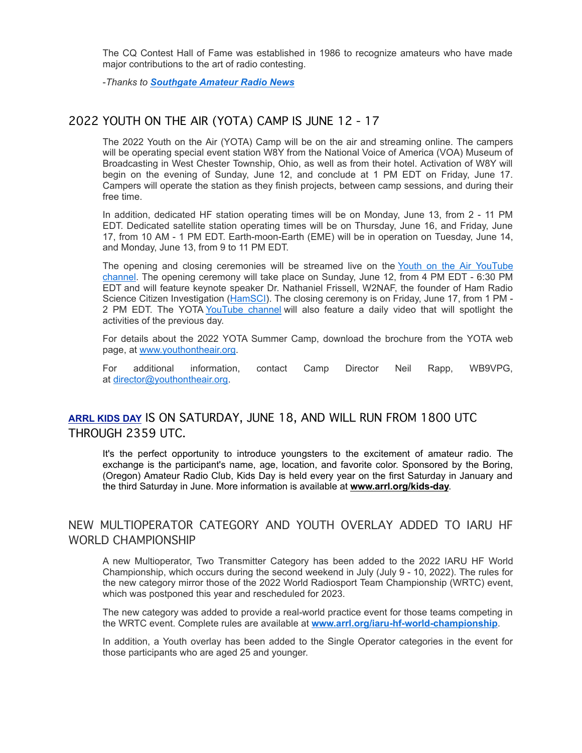The CQ Contest Hall of Fame was established in 1986 to recognize amateurs who have made major contributions to the art of radio contesting.

*-Thanks to* ***Southgate Amateur Radio News***

## 2022 YOUTH ON THE AIR (YOTA) CAMP IS JUNE 12 - 17

The 2022 Youth on the Air (YOTA) Camp will be on the air and streaming online. The campers will be operating special event station W8Y from the National Voice of America (VOA) Museum of Broadcasting in West Chester Township, Ohio, as well as from their hotel. Activation of W8Y will begin on the evening of Sunday, June 12, and conclude at 1 PM EDT on Friday, June 17. Campers will operate the station as they finish projects, between camp sessions, and during their free time.

In addition, dedicated HF station operating times will be on Monday, June 13, from 2 - 11 PM EDT. Dedicated satellite station operating times will be on Thursday, June 16, and Friday, June 17, from 10 AM - 1 PM EDT. Earth-moon-Earth (EME) will be in operation on Tuesday, June 14, and Monday, June 13, from 9 to 11 PM EDT.

The opening and closing ceremonies will be streamed live on the Youth on the Air YouTube channel. The opening ceremony will take place on Sunday, June 12, from 4 PM EDT - 6:30 PM EDT and will feature keynote speaker Dr. Nathaniel Frissell, W2NAF, the founder of Ham Radio Science Citizen Investigation (HamSCI). The closing ceremony is on Friday, June 17, from 1 PM - 2 PM EDT. The YOTA YouTube channel will also feature a daily video that will spotlight the activities of the previous day.

For details about the 2022 YOTA Summer Camp, download the brochure from the YOTA web page, at www.youthontheair.org.

For additional information, contact Camp Director Neil Rapp, WB9VPG, at director@youthontheair.org.

## ARRL KIDS DAY IS ON SATURDAY, JUNE 18, AND WILL RUN FROM 1800 UTC THROUGH 2359 UTC.

It's the perfect opportunity to introduce youngsters to the excitement of amateur radio. The exchange is the participant's name, age, location, and favorite color. Sponsored by the Boring, (Oregon) Amateur Radio Club, Kids Day is held every year on the first Saturday in January and the third Saturday in June. More information is available at **www.arrl.org/kids-day**.

## NEW MULTIOPERATOR CATEGORY AND YOUTH OVERLAY ADDED TO IARU HF WORLD CHAMPIONSHIP

A new Multioperator, Two Transmitter Category has been added to the 2022 IARU HF World Championship, which occurs during the second weekend in July (July 9 - 10, 2022). The rules for the new category mirror those of the 2022 World Radiosport Team Championship (WRTC) event, which was postponed this year and rescheduled for 2023.

The new category was added to provide a real-world practice event for those teams competing in the WRTC event. Complete rules are available at **www.arrl.org/iaru-hf-world-championship**.

In addition, a Youth overlay has been added to the Single Operator categories in the event for those participants who are aged 25 and younger.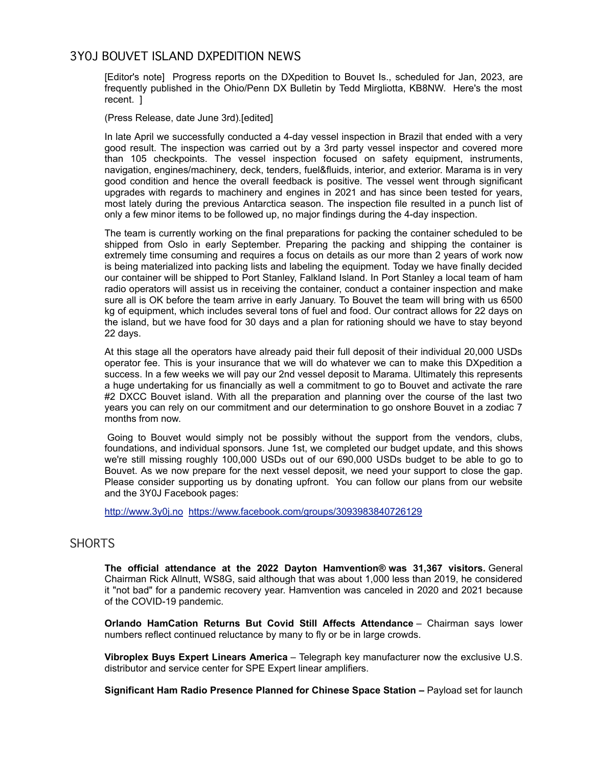## 3Y0J BOUVET ISLAND DXPEDITION NEWS

[Editor's note] Progress reports on the DXpedition to Bouvet Is., scheduled for Jan, 2023, are frequently published in the Ohio/Penn DX Bulletin by Tedd Mirgliotta, KB8NW. Here's the most recent. ]

(Press Release, date June 3rd).[edited]

In late April we successfully conducted a 4-day vessel inspection in Brazil that ended with a very good result. The inspection was carried out by a 3rd party vessel inspector and covered more than 105 checkpoints. The vessel inspection focused on safety equipment, instruments, navigation, engines/machinery, deck, tenders, fuel&fluids, interior, and exterior. Marama is in very good condition and hence the overall feedback is positive. The vessel went through significant upgrades with regards to machinery and engines in 2021 and has since been tested for years, most lately during the previous Antarctica season. The inspection file resulted in a punch list of only a few minor items to be followed up, no major findings during the 4-day inspection.

The team is currently working on the final preparations for packing the container scheduled to be shipped from Oslo in early September. Preparing the packing and shipping the container is extremely time consuming and requires a focus on details as our more than 2 years of work now is being materialized into packing lists and labeling the equipment. Today we have finally decided our container will be shipped to Port Stanley, Falkland Island. In Port Stanley a local team of ham radio operators will assist us in receiving the container, conduct a container inspection and make sure all is OK before the team arrive in early January. To Bouvet the team will bring with us 6500 kg of equipment, which includes several tons of fuel and food. Our contract allows for 22 days on the island, but we have food for 30 days and a plan for rationing should we have to stay beyond 22 days.

At this stage all the operators have already paid their full deposit of their individual 20,000 USDs operator fee. This is your insurance that we will do whatever we can to make this DXpedition a success. In a few weeks we will pay our 2nd vessel deposit to Marama. Ultimately this represents a huge undertaking for us financially as well a commitment to go to Bouvet and activate the rare #2 DXCC Bouvet island. With all the preparation and planning over the course of the last two years you can rely on our commitment and our determination to go onshore Bouvet in a zodiac 7 months from now.

Going to Bouvet would simply not be possibly without the support from the vendors, clubs, foundations, and individual sponsors. June 1st, we completed our budget update, and this shows we're still missing roughly 100,000 USDs out of our 690,000 USDs budget to be able to go to Bouvet. As we now prepare for the next vessel deposit, we need your support to close the gap. Please consider supporting us by donating upfront. You can follow our plans from our website and the 3Y0J Facebook pages:

http://www.3y0j.no https://www.facebook.com/groups/3093983840726129

## SHORTS

**The official attendance at the 2022 Dayton Hamvention® was 31,367 visitors.** General Chairman Rick Allnutt, WS8G, said although that was about 1,000 less than 2019, he considered it "not bad" for a pandemic recovery year. Hamvention was canceled in 2020 and 2021 because of the COVID-19 pandemic.

**Orlando HamCation Returns But Covid Still Affects Attendance** – Chairman says lower numbers reflect continued reluctance by many to fly or be in large crowds.

**Vibroplex Buys Expert Linears America** – Telegraph key manufacturer now the exclusive U.S. distributor and service center for SPE Expert linear amplifiers.

**Significant Ham Radio Presence Planned for Chinese Space Station –** Payload set for launch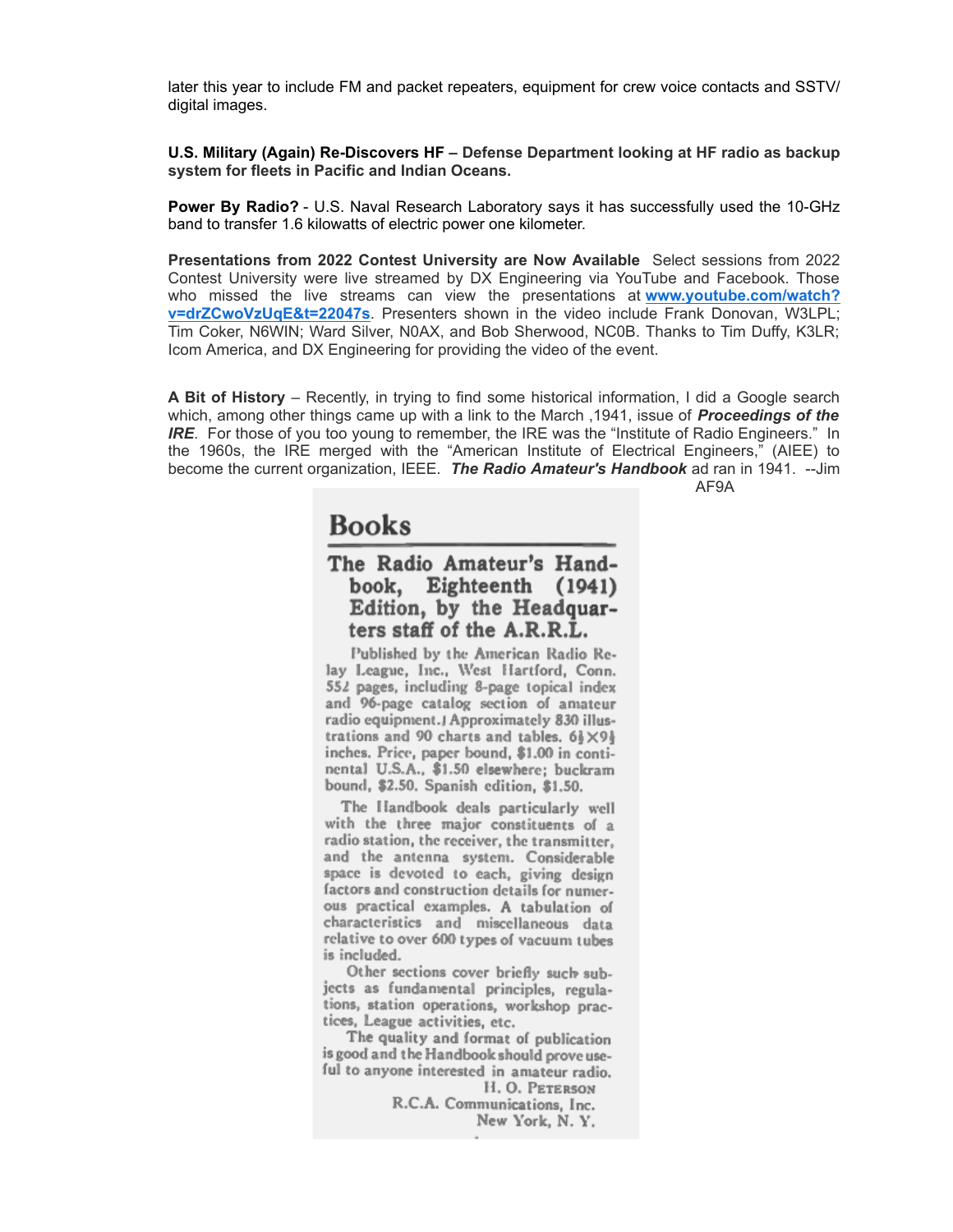later this year to include FM and packet repeaters, equipment for crew voice contacts and SSTV/ digital images.

**U.S. Military (Again) Re-Discovers HF – Defense Department looking at HF radio as backup system for fleets in Pacific and Indian Oceans.**

**Power By Radio?** - U.S. Naval Research Laboratory says it has successfully used the 10-GHz band to transfer 1.6 kilowatts of electric power one kilometer.

**Presentations from 2022 Contest University are Now Available** Select sessions from 2022 Contest University were live streamed by DX Engineering via YouTube and Facebook. Those who missed the live streams can view the presentations at **www.youtube.com/watch?v=drZCwoVzUqE&t=22047s**. Presenters shown in the video include Frank Donovan, W3LPL; Tim Coker, N6WIN; Ward Silver, N0AX, and Bob Sherwood, NC0B. Thanks to Tim Duffy, K3LR; Icom America, and DX Engineering for providing the video of the event.

**A Bit of History** – Recently, in trying to find some historical information, I did a Google search which, among other things came up with a link to the March ,1941, issue of ***Proceedings of the IRE***. For those of you too young to remember, the IRE was the "Institute of Radio Engineers." In the 1960s, the IRE merged with the "American Institute of Electrical Engineers," (AIEE) to become the current organization, IEEE. ***The Radio Amateur's Handbook*** ad ran in 1941. --Jim AF9A

## Books

### The Radio Amateur's Handbook, Eighteenth (1941) Edition, by the Headquarters staff of the A.R.R.L.

Published by the American Radio Relay League, Inc., West Hartford, Conn. 552 pages, including 8-page topical index and 96-page catalog section of amateur radio equipment. Approximately 830 illustrations and 90 charts and tables. 6½×9½ inches. Price, paper bound, $1.00 in continental U.S.A., $1.50 elsewhere; buckram bound, $2.50. Spanish edition, $1.50.

The Handbook deals particularly well with the three major constituents of a radio station, the receiver, the transmitter, and the antenna system. Considerable space is devoted to each, giving design factors and construction details for numerous practical examples. A tabulation of characteristics and miscellaneous data relative to over 600 types of vacuum tubes is included.

Other sections cover briefly such subjects as fundamental principles, regulations, station operations, workshop practices, League activities, etc.

The quality and format of publication is good and the Handbook should prove useful to anyone interested in amateur radio.

H. O. Peterson
R.C.A. Communications, Inc.
New York, N. Y.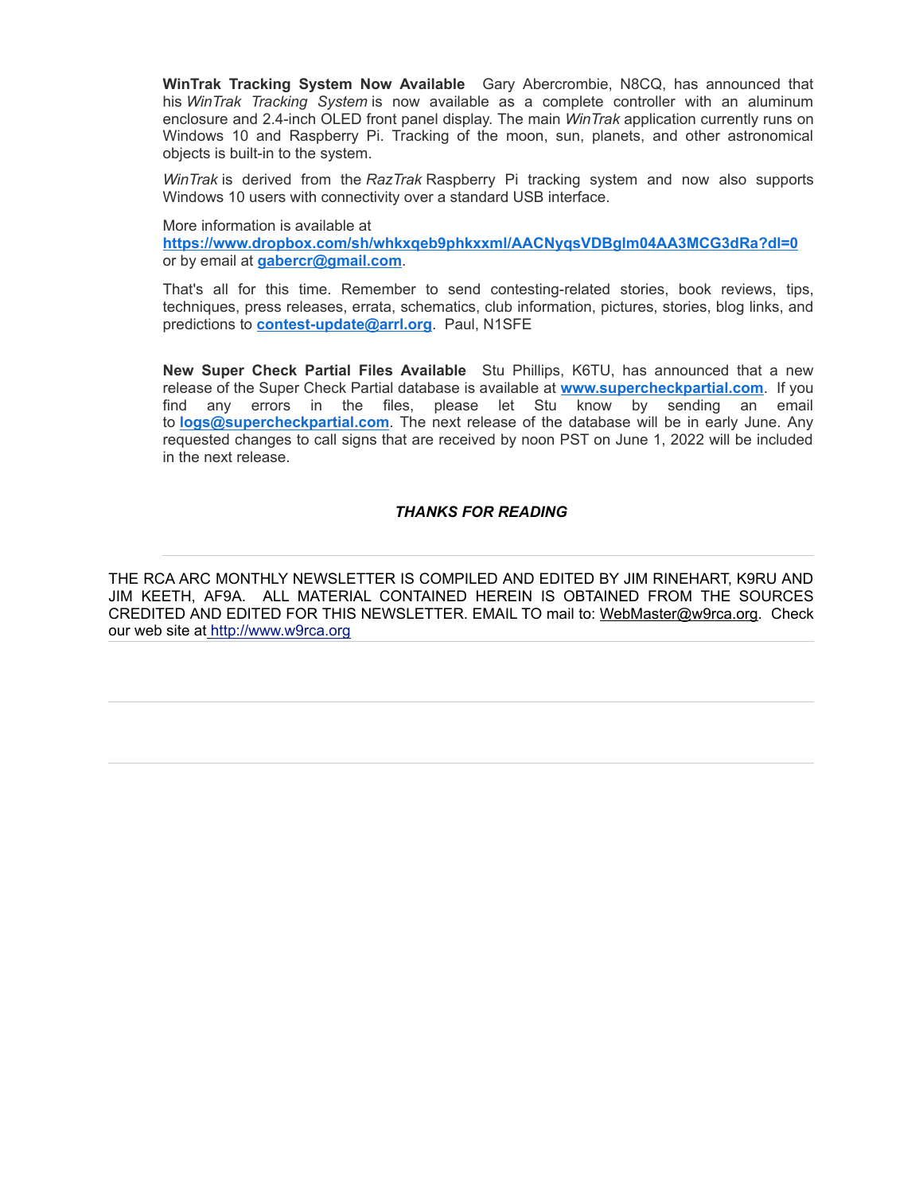**WinTrak Tracking System Now Available** Gary Abercrombie, N8CQ, has announced that his *WinTrak Tracking System* is now available as a complete controller with an aluminum enclosure and 2.4-inch OLED front panel display. The main *WinTrak* application currently runs on Windows 10 and Raspberry Pi. Tracking of the moon, sun, planets, and other astronomical objects is built-in to the system.

*WinTrak* is derived from the *RazTrak* Raspberry Pi tracking system and now also supports Windows 10 users with connectivity over a standard USB interface.

More information is available at **https://www.dropbox.com/sh/whkxqeb9phkxxml/AACNyqsVDBglm04AA3MCG3dRa?dl=0** or by email at **gabercr@gmail.com**.

That's all for this time. Remember to send contesting-related stories, book reviews, tips, techniques, press releases, errata, schematics, club information, pictures, stories, blog links, and predictions to **contest-update@arrl.org**. Paul, N1SFE

**New Super Check Partial Files Available** Stu Phillips, K6TU, has announced that a new release of the Super Check Partial database is available at **www.supercheckpartial.com**. If you find any errors in the files, please let Stu know by sending an email to **logs@supercheckpartial.com**. The next release of the database will be in early June. Any requested changes to call signs that are received by noon PST on June 1, 2022 will be included in the next release.

***THANKS FOR READING***

---

THE RCA ARC MONTHLY NEWSLETTER IS COMPILED AND EDITED BY JIM RINEHART, K9RU AND JIM KEETH, AF9A. ALL MATERIAL CONTAINED HEREIN IS OBTAINED FROM THE SOURCES CREDITED AND EDITED FOR THIS NEWSLETTER. EMAIL TO mail to: WebMaster@w9rca.org. Check our web site at http://www.w9rca.org